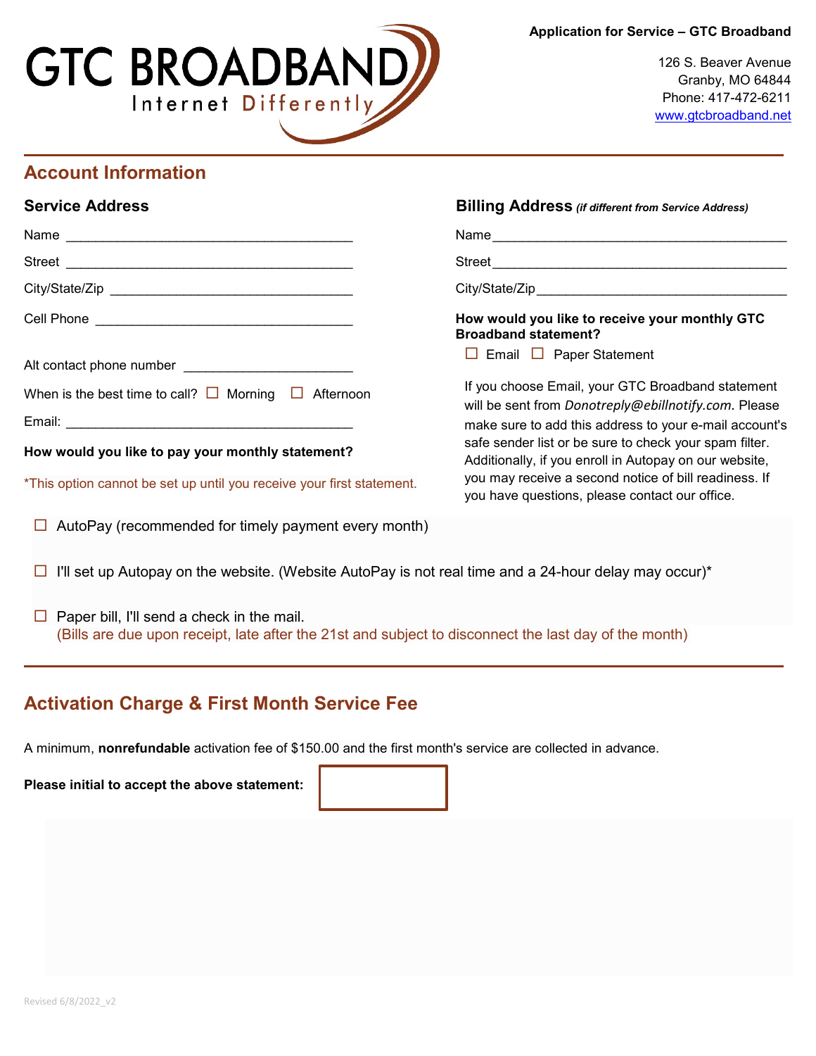GTC BROADBAND
Internet Differently

**Application for Service – GTC Broadband**

126 S. Beaver Avenue
Granby, MO 64844
Phone: 417-472-6211
www.gtcbroadband.net

## Account Information

### Service Address

Name ______________________________________

Street ______________________________________

City/State/Zip ________________________________

Cell Phone __________________________________

Alt contact phone number ______________________

When is the best time to call? ☐ Morning ☐ Afternoon

Email: ______________________________________

### Billing Address *(if different from Service Address)*

Name________________________________________

Street________________________________________

City/State/Zip__________________________________

**How would you like to receive your monthly GTC Broadband statement?**

☐ Email ☐ Paper Statement

If you choose Email, your GTC Broadband statement will be sent from *Donotreply@ebillnotify.com.* Please make sure to add this address to your e-mail account's safe sender list or be sure to check your spam filter. Additionally, if you enroll in Autopay on our website, you may receive a second notice of bill readiness. If you have questions, please contact our office.

**How would you like to pay your monthly statement?**

*This option cannot be set up until you receive your first statement.

☐ AutoPay (recommended for timely payment every month)

☐ I'll set up Autopay on the website. (Website AutoPay is not real time and a 24-hour delay may occur)*

☐ Paper bill, I'll send a check in the mail.
(Bills are due upon receipt, late after the 21st and subject to disconnect the last day of the month)

## Activation Charge & First Month Service Fee

A minimum, **nonrefundable** activation fee of $150.00 and the first month's service are collected in advance.

**Please initial to accept the above statement:** ____________

Revised 6/8/2022_v2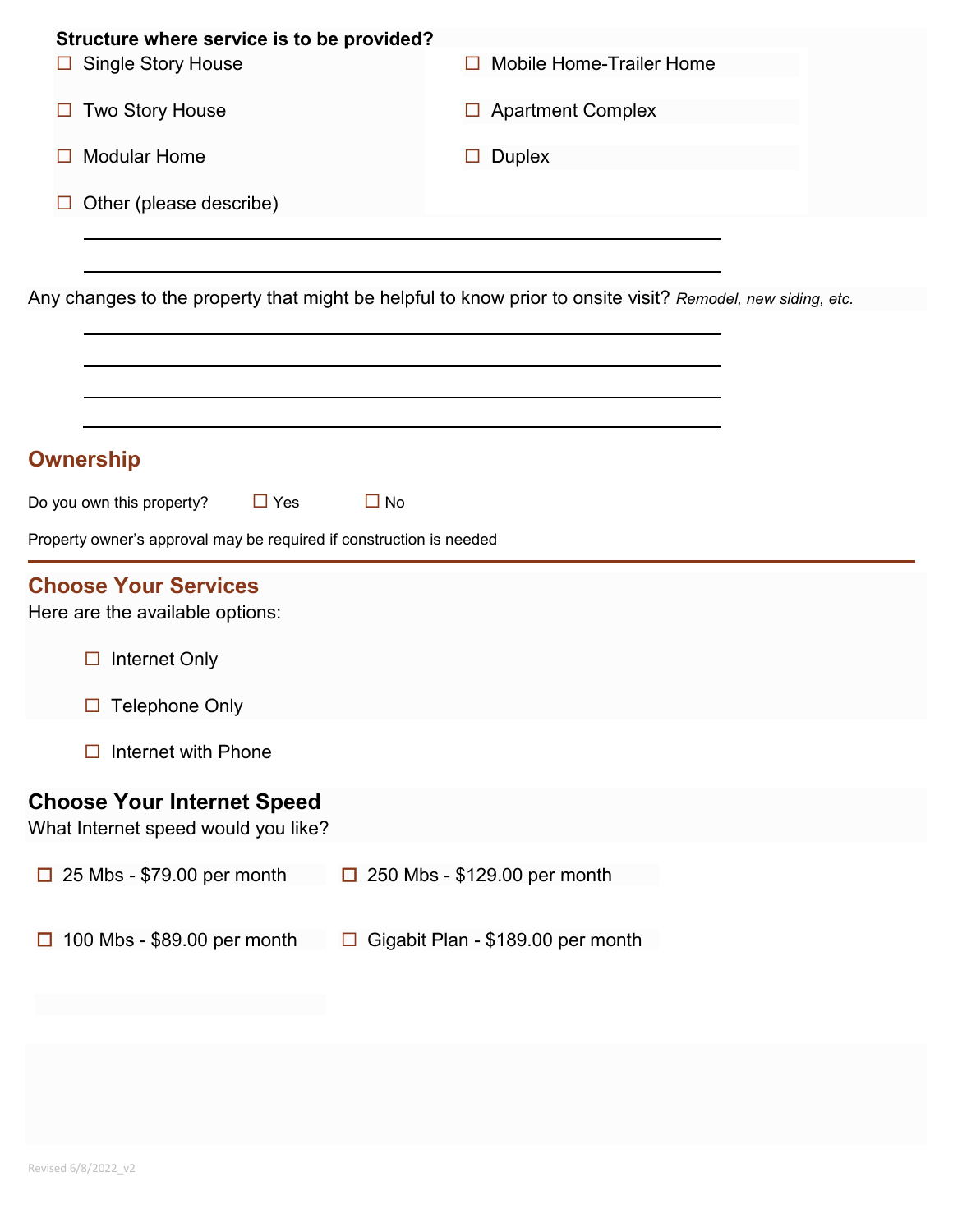**Structure where service is to be provided?**

- ☐ Single Story House
- ☐ Two Story House
- ☐ Modular Home
- ☐ Other (please describe)
- ☐ Mobile Home-Trailer Home
- ☐ Apartment Complex
- ☐ Duplex

\_\_\_\_\_\_\_\_\_\_\_\_\_\_\_\_\_\_\_\_\_\_\_\_\_\_\_\_\_\_\_\_\_\_\_\_\_\_\_\_\_\_\_\_\_\_\_\_\_\_\_\_\_\_\_\_\_\_\_\_

\_\_\_\_\_\_\_\_\_\_\_\_\_\_\_\_\_\_\_\_\_\_\_\_\_\_\_\_\_\_\_\_\_\_\_\_\_\_\_\_\_\_\_\_\_\_\_\_\_\_\_\_\_\_\_\_\_\_\_\_

Any changes to the property that might be helpful to know prior to onsite visit? *Remodel, new siding, etc.*

\_\_\_\_\_\_\_\_\_\_\_\_\_\_\_\_\_\_\_\_\_\_\_\_\_\_\_\_\_\_\_\_\_\_\_\_\_\_\_\_\_\_\_\_\_\_\_\_\_\_\_\_\_\_\_\_\_\_\_\_

\_\_\_\_\_\_\_\_\_\_\_\_\_\_\_\_\_\_\_\_\_\_\_\_\_\_\_\_\_\_\_\_\_\_\_\_\_\_\_\_\_\_\_\_\_\_\_\_\_\_\_\_\_\_\_\_\_\_\_\_

\_\_\_\_\_\_\_\_\_\_\_\_\_\_\_\_\_\_\_\_\_\_\_\_\_\_\_\_\_\_\_\_\_\_\_\_\_\_\_\_\_\_\_\_\_\_\_\_\_\_\_\_\_\_\_\_\_\_\_\_

\_\_\_\_\_\_\_\_\_\_\_\_\_\_\_\_\_\_\_\_\_\_\_\_\_\_\_\_\_\_\_\_\_\_\_\_\_\_\_\_\_\_\_\_\_\_\_\_\_\_\_\_\_\_\_\_\_\_\_\_

## Ownership

Do you own this property? ☐ Yes ☐ No

Property owner's approval may be required if construction is needed

## Choose Your Services

Here are the available options:

- ☐ Internet Only
- ☐ Telephone Only
- ☐ Internet with Phone

## Choose Your Internet Speed

What Internet speed would you like?

- ☐ 25 Mbs - $79.00 per month
- ☐ 100 Mbs - $89.00 per month
- ☐ 250 Mbs - $129.00 per month
- ☐ Gigabit Plan - $189.00 per month

Revised 6/8/2022_v2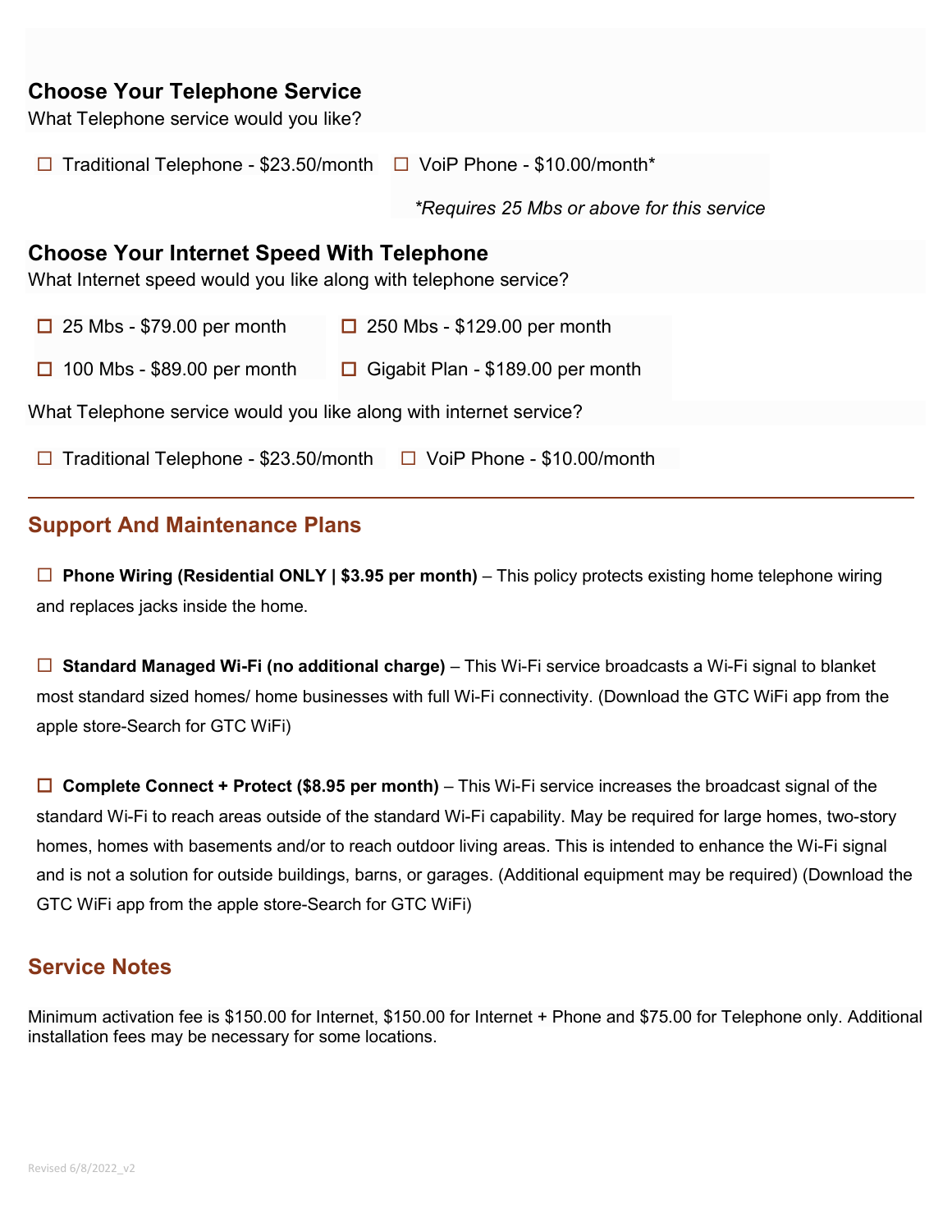## Choose Your Telephone Service

What Telephone service would you like?

- ☐ Traditional Telephone - $23.50/month
- ☐ VoiP Phone - $10.00/month*

*\*Requires 25 Mbs or above for this service*

## Choose Your Internet Speed With Telephone

What Internet speed would you like along with telephone service?

- ☐ 25 Mbs - $79.00 per month
- ☐ 250 Mbs - $129.00 per month
- ☐ 100 Mbs - $89.00 per month
- ☐ Gigabit Plan - $189.00 per month

What Telephone service would you like along with internet service?

- ☐ Traditional Telephone - $23.50/month
- ☐ VoiP Phone - $10.00/month

---

## Support And Maintenance Plans

☐ **Phone Wiring (Residential ONLY | $3.95 per month)** – This policy protects existing home telephone wiring and replaces jacks inside the home.

☐ **Standard Managed Wi-Fi (no additional charge)** – This Wi-Fi service broadcasts a Wi-Fi signal to blanket most standard sized homes/ home businesses with full Wi-Fi connectivity. (Download the GTC WiFi app from the apple store-Search for GTC WiFi)

☐ **Complete Connect + Protect ($8.95 per month)** – This Wi-Fi service increases the broadcast signal of the standard Wi-Fi to reach areas outside of the standard Wi-Fi capability. May be required for large homes, two-story homes, homes with basements and/or to reach outdoor living areas. This is intended to enhance the Wi-Fi signal and is not a solution for outside buildings, barns, or garages. (Additional equipment may be required) (Download the GTC WiFi app from the apple store-Search for GTC WiFi)

## Service Notes

Minimum activation fee is $150.00 for Internet, $150.00 for Internet + Phone and $75.00 for Telephone only. Additional installation fees may be necessary for some locations.

Revised 6/8/2022_v2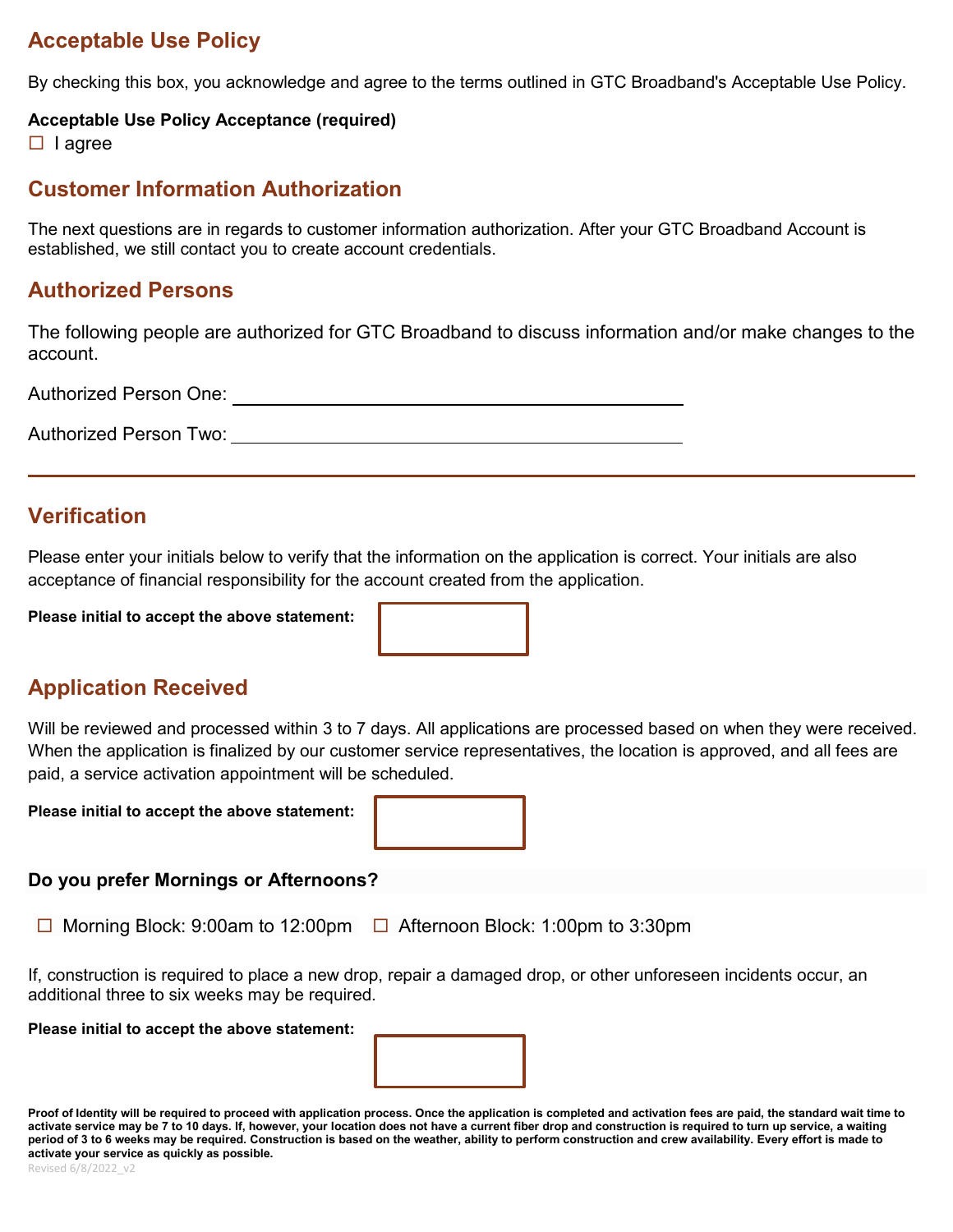## Acceptable Use Policy

By checking this box, you acknowledge and agree to the terms outlined in GTC Broadband's Acceptable Use Policy.

**Acceptable Use Policy Acceptance (required)**

☐ I agree

## Customer Information Authorization

The next questions are in regards to customer information authorization. After your GTC Broadband Account is established, we still contact you to create account credentials.

## Authorized Persons

The following people are authorized for GTC Broadband to discuss information and/or make changes to the account.

Authorized Person One: ____________________________________________

Authorized Person Two: ____________________________________________

---

## Verification

Please enter your initials below to verify that the information on the application is correct. Your initials are also acceptance of financial responsibility for the account created from the application.

**Please initial to accept the above statement:** [ ]

## Application Received

Will be reviewed and processed within 3 to 7 days. All applications are processed based on when they were received. When the application is finalized by our customer service representatives, the location is approved, and all fees are paid, a service activation appointment will be scheduled.

**Please initial to accept the above statement:** [ ]

**Do you prefer Mornings or Afternoons?**

☐ Morning Block: 9:00am to 12:00pm ☐ Afternoon Block: 1:00pm to 3:30pm

If, construction is required to place a new drop, repair a damaged drop, or other unforeseen incidents occur, an additional three to six weeks may be required.

**Please initial to accept the above statement:** [ ]

**Proof of Identity will be required to proceed with application process. Once the application is completed and activation fees are paid, the standard wait time to activate service may be 7 to 10 days. If, however, your location does not have a current fiber drop and construction is required to turn up service, a waiting period of 3 to 6 weeks may be required. Construction is based on the weather, ability to perform construction and crew availability. Every effort is made to activate your service as quickly as possible.**

Revised 6/8/2022_v2